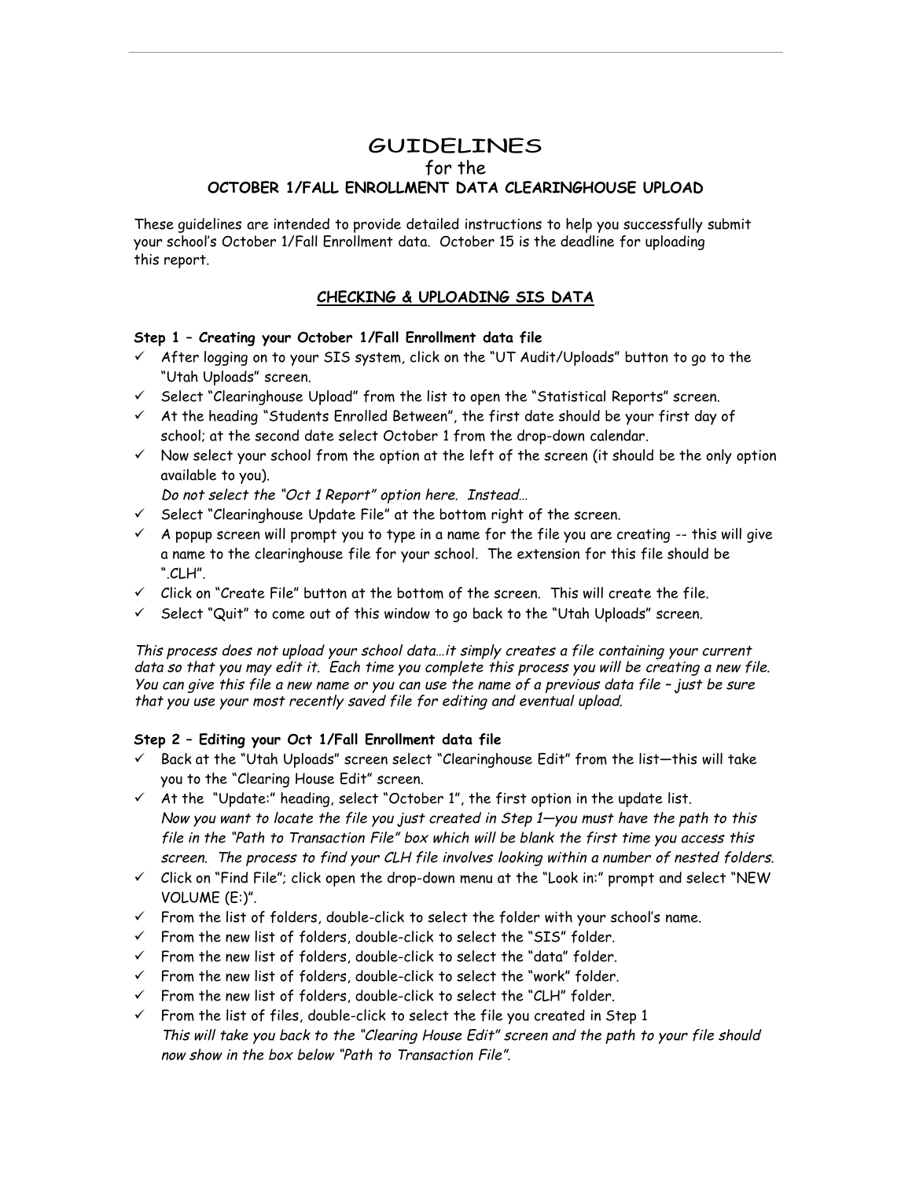# GUIDELINES

for the

**OCTOBER 1/FALL ENROLLMENT DATA CLEARINGHOUSE UPLOAD**

These guidelines are intended to provide detailed instructions to help you successfully submit your school's October 1/Fall Enrollment data. October 15 is the deadline for uploading this report.

## CHECKING & UPLOADING SIS DATA

**Step 1 – Creating your October 1/Fall Enrollment data file**

- ✓ After logging on to your SIS system, click on the "UT Audit/Uploads" button to go to the "Utah Uploads" screen.
- ✓ Select "Clearinghouse Upload" from the list to open the "Statistical Reports" screen.
- ✓ At the heading "Students Enrolled Between", the first date should be your first day of school; at the second date select October 1 from the drop-down calendar.
- ✓ Now select your school from the option at the left of the screen (it should be the only option available to you).
  *Do not select the "Oct 1 Report" option here. Instead…*
- ✓ Select "Clearinghouse Update File" at the bottom right of the screen.
- ✓ A popup screen will prompt you to type in a name for the file you are creating -- this will give a name to the clearinghouse file for your school. The extension for this file should be ".CLH".
- ✓ Click on "Create File" button at the bottom of the screen. This will create the file.
- ✓ Select "Quit" to come out of this window to go back to the "Utah Uploads" screen.

*This process does not upload your school data…it simply creates a file containing your current data so that you may edit it. Each time you complete this process you will be creating a new file. You can give this file a new name or you can use the name of a previous data file – just be sure that you use your most recently saved file for editing and eventual upload.*

**Step 2 – Editing your Oct 1/Fall Enrollment data file**

- ✓ Back at the "Utah Uploads" screen select "Clearinghouse Edit" from the list—this will take you to the "Clearing House Edit" screen.
- ✓ At the "Update:" heading, select "October 1", the first option in the update list.
  *Now you want to locate the file you just created in Step 1—you must have the path to this file in the "Path to Transaction File" box which will be blank the first time you access this screen. The process to find your CLH file involves looking within a number of nested folders.*
- ✓ Click on "Find File"; click open the drop-down menu at the "Look in:" prompt and select "NEW VOLUME (E:)".
- ✓ From the list of folders, double-click to select the folder with your school's name.
- ✓ From the new list of folders, double-click to select the "SIS" folder.
- ✓ From the new list of folders, double-click to select the "data" folder.
- ✓ From the new list of folders, double-click to select the "work" folder.
- ✓ From the new list of folders, double-click to select the "CLH" folder.
- ✓ From the list of files, double-click to select the file you created in Step 1
  *This will take you back to the "Clearing House Edit" screen and the path to your file should now show in the box below "Path to Transaction File".*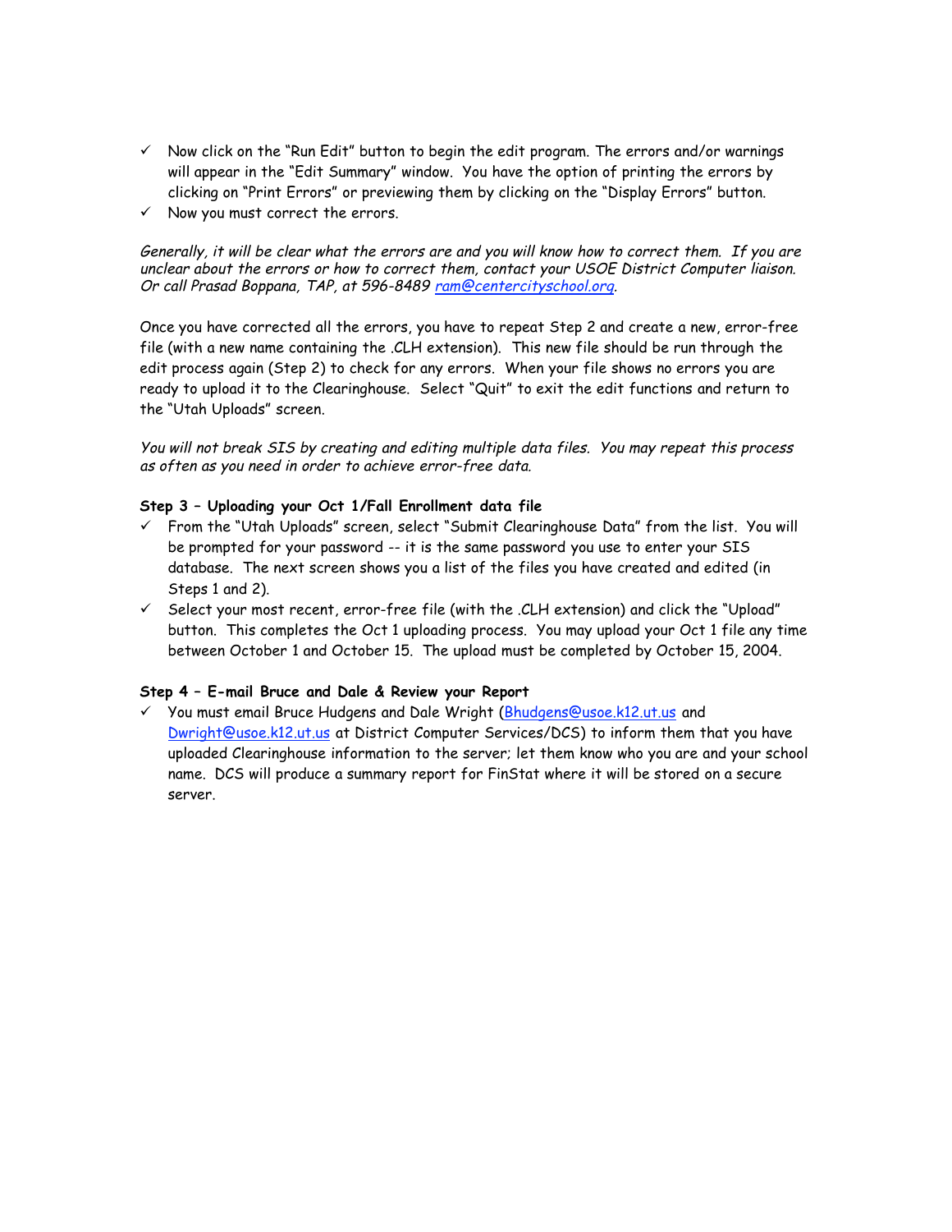- ✓ Now click on the "Run Edit" button to begin the edit program. The errors and/or warnings will appear in the "Edit Summary" window. You have the option of printing the errors by clicking on "Print Errors" or previewing them by clicking on the "Display Errors" button.
- ✓ Now you must correct the errors.

*Generally, it will be clear what the errors are and you will know how to correct them. If you are unclear about the errors or how to correct them, contact your USOE District Computer liaison. Or call Prasad Boppana, TAP, at 596-8489 ram@centercityschool.org.*

Once you have corrected all the errors, you have to repeat Step 2 and create a new, error-free file (with a new name containing the .CLH extension). This new file should be run through the edit process again (Step 2) to check for any errors. When your file shows no errors you are ready to upload it to the Clearinghouse. Select "Quit" to exit the edit functions and return to the "Utah Uploads" screen.

*You will not break SIS by creating and editing multiple data files. You may repeat this process as often as you need in order to achieve error-free data.*

**Step 3 – Uploading your Oct 1/Fall Enrollment data file**

- ✓ From the "Utah Uploads" screen, select "Submit Clearinghouse Data" from the list. You will be prompted for your password -- it is the same password you use to enter your SIS database. The next screen shows you a list of the files you have created and edited (in Steps 1 and 2).
- ✓ Select your most recent, error-free file (with the .CLH extension) and click the "Upload" button. This completes the Oct 1 uploading process. You may upload your Oct 1 file any time between October 1 and October 15. The upload must be completed by October 15, 2004.

**Step 4 – E-mail Bruce and Dale & Review your Report**

- ✓ You must email Bruce Hudgens and Dale Wright (Bhudgens@usoe.k12.ut.us and Dwright@usoe.k12.ut.us at District Computer Services/DCS) to inform them that you have uploaded Clearinghouse information to the server; let them know who you are and your school name. DCS will produce a summary report for FinStat where it will be stored on a secure server.